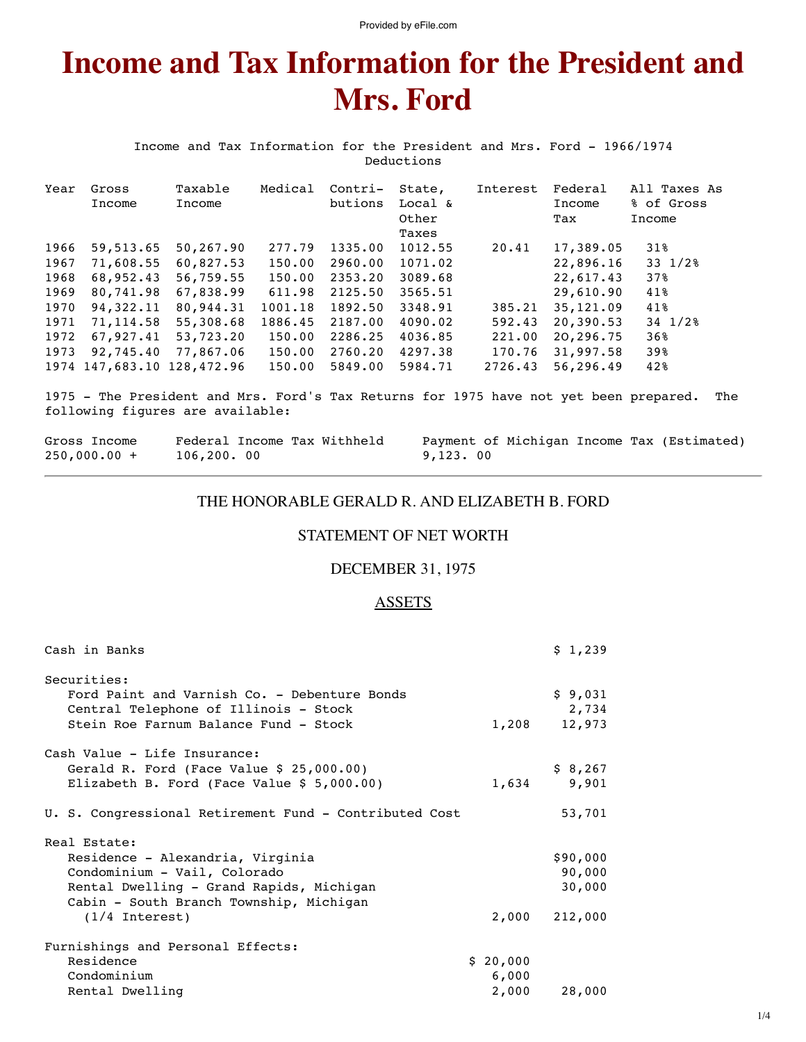Provided by eFile.com

# Income and Tax Information for the President and Mrs. Ford

Income and Tax Information for the President and Mrs. Ford - 1966/1974
Deductions

| Year | Gross Income | Taxable Income | Medical | Contributions | State, Local & Other Taxes | Interest | Federal Income Tax | All Taxes As % of Gross Income |
|---|---|---|---|---|---|---|---|---|
| 1966 | 59,513.65 | 50,267.90 | 277.79 | 1335.00 | 1012.55 | 20.41 | 17,389.05 | 31% |
| 1967 | 71,608.55 | 60,827.53 | 150.00 | 2960.00 | 1071.02 | | 22,896.16 | 33 1/2% |
| 1968 | 68,952.43 | 56,759.55 | 150.00 | 2353.20 | 3089.68 | | 22,617.43 | 37% |
| 1969 | 80,741.98 | 67,838.99 | 611.98 | 2125.50 | 3565.51 | | 29,610.90 | 41% |
| 1970 | 94,322.11 | 80,944.31 | 1001.18 | 1892.50 | 3348.91 | 385.21 | 35,121.09 | 41% |
| 1971 | 71,114.58 | 55,308.68 | 1886.45 | 2187.00 | 4090.02 | 592.43 | 20,390.53 | 34 1/2% |
| 1972 | 67,927.41 | 53,723.20 | 150.00 | 2286.25 | 4036.85 | 221.00 | 20,296.75 | 36% |
| 1973 | 92,745.40 | 77,867.06 | 150.00 | 2760.20 | 4297.38 | 170.76 | 31,997.58 | 39% |
| 1974 | 147,683.10 | 128,472.96 | 150.00 | 5849.00 | 5984.71 | 2726.43 | 56,296.49 | 42% |

1975 - The President and Mrs. Ford's Tax Returns for 1975 have not yet been prepared. The following figures are available:

| Gross Income | Federal Income Tax Withheld | Payment of Michigan Income Tax (Estimated) |
|---|---|---|
| 250,000.00 + | 106,200. 00 | 9,123. 00 |

---

## THE HONORABLE GERALD R. AND ELIZABETH B. FORD

## STATEMENT OF NET WORTH

## DECEMBER 31, 1975

### ASSETS

| | | | |
|---|---|---|---|
| Cash in Banks | | | $ 1,239 |
| Securities: | | | |
| Ford Paint and Varnish Co. - Debenture Bonds | | | $ 9,031 |
| Central Telephone of Illinois - Stock | | | 2,734 |
| Stein Roe Farnum Balance Fund - Stock | | 1,208 | 12,973 |
| Cash Value - Life Insurance: | | | |
| Gerald R. Ford (Face Value $ 25,000.00) | | | $ 8,267 |
| Elizabeth B. Ford (Face Value $ 5,000.00) | | 1,634 | 9,901 |
| U. S. Congressional Retirement Fund - Contributed Cost | | | 53,701 |
| Real Estate: | | | |
| Residence - Alexandria, Virginia | | | $90,000 |
| Condominium - Vail, Colorado | | | 90,000 |
| Rental Dwelling - Grand Rapids, Michigan | | | 30,000 |
| Cabin - South Branch Township, Michigan (1/4 Interest) | | 2,000 | 212,000 |
| Furnishings and Personal Effects: | | | |
| Residence | $ 20,000 | | |
| Condominium | 6,000 | | |
| Rental Dwelling | 2,000 | | 28,000 |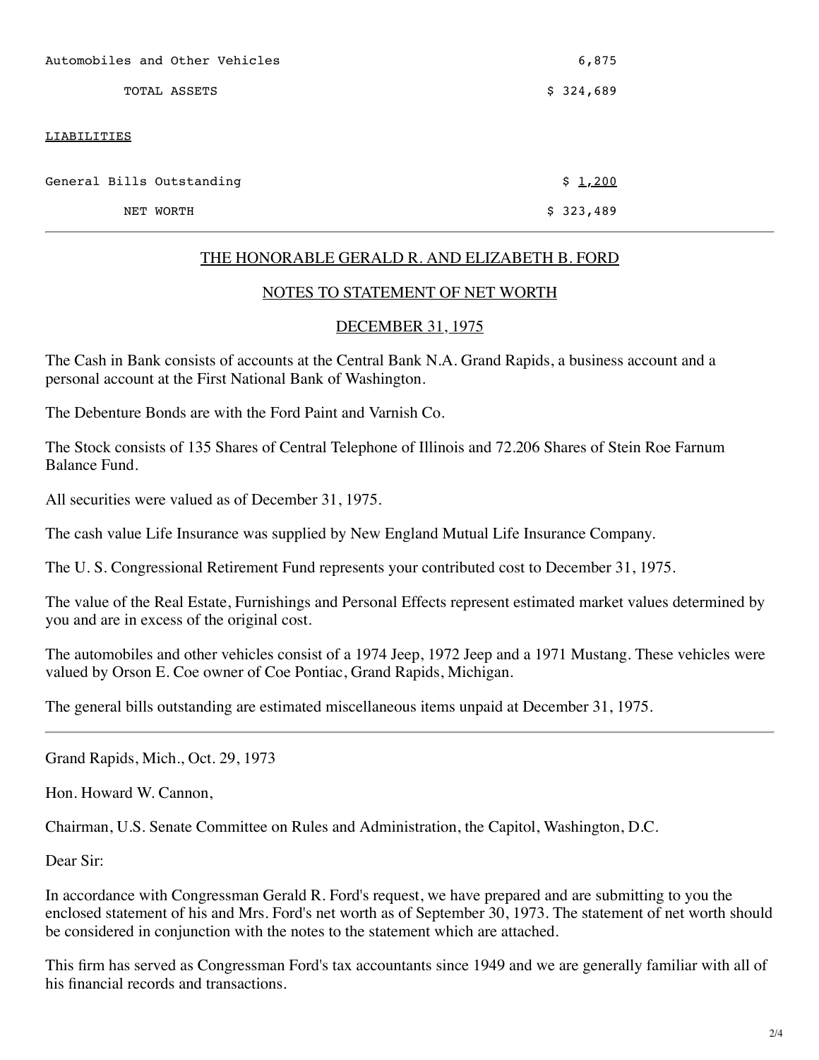| | |
|---|---|
| Automobiles and Other Vehicles | 6,875 |
| TOTAL ASSETS | $ 324,689 |
| LIABILITIES | |
| General Bills Outstanding | $ 1,200 |
| NET WORTH | $ 323,489 |

---

## THE HONORABLE GERALD R. AND ELIZABETH B. FORD

## NOTES TO STATEMENT OF NET WORTH

## DECEMBER 31, 1975

The Cash in Bank consists of accounts at the Central Bank N.A. Grand Rapids, a business account and a personal account at the First National Bank of Washington.

The Debenture Bonds are with the Ford Paint and Varnish Co.

The Stock consists of 135 Shares of Central Telephone of Illinois and 72.206 Shares of Stein Roe Farnum Balance Fund.

All securities were valued as of December 31, 1975.

The cash value Life Insurance was supplied by New England Mutual Life Insurance Company.

The U. S. Congressional Retirement Fund represents your contributed cost to December 31, 1975.

The value of the Real Estate, Furnishings and Personal Effects represent estimated market values determined by you and are in excess of the original cost.

The automobiles and other vehicles consist of a 1974 Jeep, 1972 Jeep and a 1971 Mustang. These vehicles were valued by Orson E. Coe owner of Coe Pontiac, Grand Rapids, Michigan.

The general bills outstanding are estimated miscellaneous items unpaid at December 31, 1975.

---

Grand Rapids, Mich., Oct. 29, 1973

Hon. Howard W. Cannon,

Chairman, U.S. Senate Committee on Rules and Administration, the Capitol, Washington, D.C.

Dear Sir:

In accordance with Congressman Gerald R. Ford's request, we have prepared and are submitting to you the enclosed statement of his and Mrs. Ford's net worth as of September 30, 1973. The statement of net worth should be considered in conjunction with the notes to the statement which are attached.

This firm has served as Congressman Ford's tax accountants since 1949 and we are generally familiar with all of his financial records and transactions.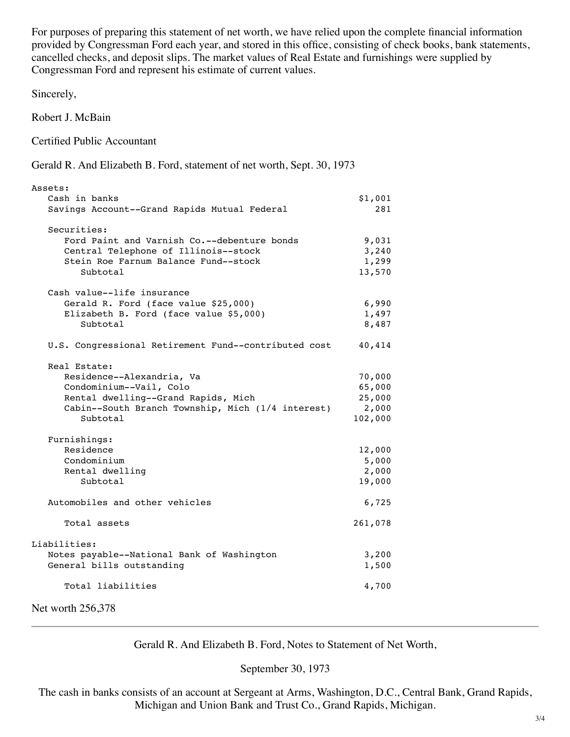For purposes of preparing this statement of net worth, we have relied upon the complete financial information provided by Congressman Ford each year, and stored in this office, consisting of check books, bank statements, cancelled checks, and deposit slips. The market values of Real Estate and furnishings were supplied by Congressman Ford and represent his estimate of current values.

Sincerely,

Robert J. McBain

Certified Public Accountant

Gerald R. And Elizabeth B. Ford, statement of net worth, Sept. 30, 1973

```
Assets:
   Cash in banks                                            $1,001
   Savings Account--Grand Rapids Mutual Federal                281

   Securities:
      Ford Paint and Varnish Co.--debenture bonds            9,031
      Central Telephone of Illinois--stock                   3,240
      Stein Roe Farnum Balance Fund--stock                   1,299
         Subtotal                                           13,570

   Cash value--life insurance
      Gerald R. Ford (face value $25,000)                    6,990
      Elizabeth B. Ford (face value $5,000)                  1,497
         Subtotal                                            8,487

   U.S. Congressional Retirement Fund--contributed cost     40,414

   Real Estate:
      Residence--Alexandria, Va                             70,000
      Condominium--Vail, Colo                               65,000
      Rental dwelling--Grand Rapids, Mich                   25,000
      Cabin--South Branch Township, Mich (1/4 interest)      2,000
         Subtotal                                          102,000

   Furnishings:
      Residence                                             12,000
      Condominium                                            5,000
      Rental dwelling                                        2,000
         Subtotal                                           19,000

   Automobiles and other vehicles                            6,725

      Total assets                                         261,078

Liabilities:
   Notes payable--National Bank of Washington                3,200
   General bills outstanding                                 1,500

      Total liabilities                                      4,700
```

Net worth 256,378

---

Gerald R. And Elizabeth B. Ford, Notes to Statement of Net Worth,

September 30, 1973

The cash in banks consists of an account at Sergeant at Arms, Washington, D.C., Central Bank, Grand Rapids, Michigan and Union Bank and Trust Co., Grand Rapids, Michigan.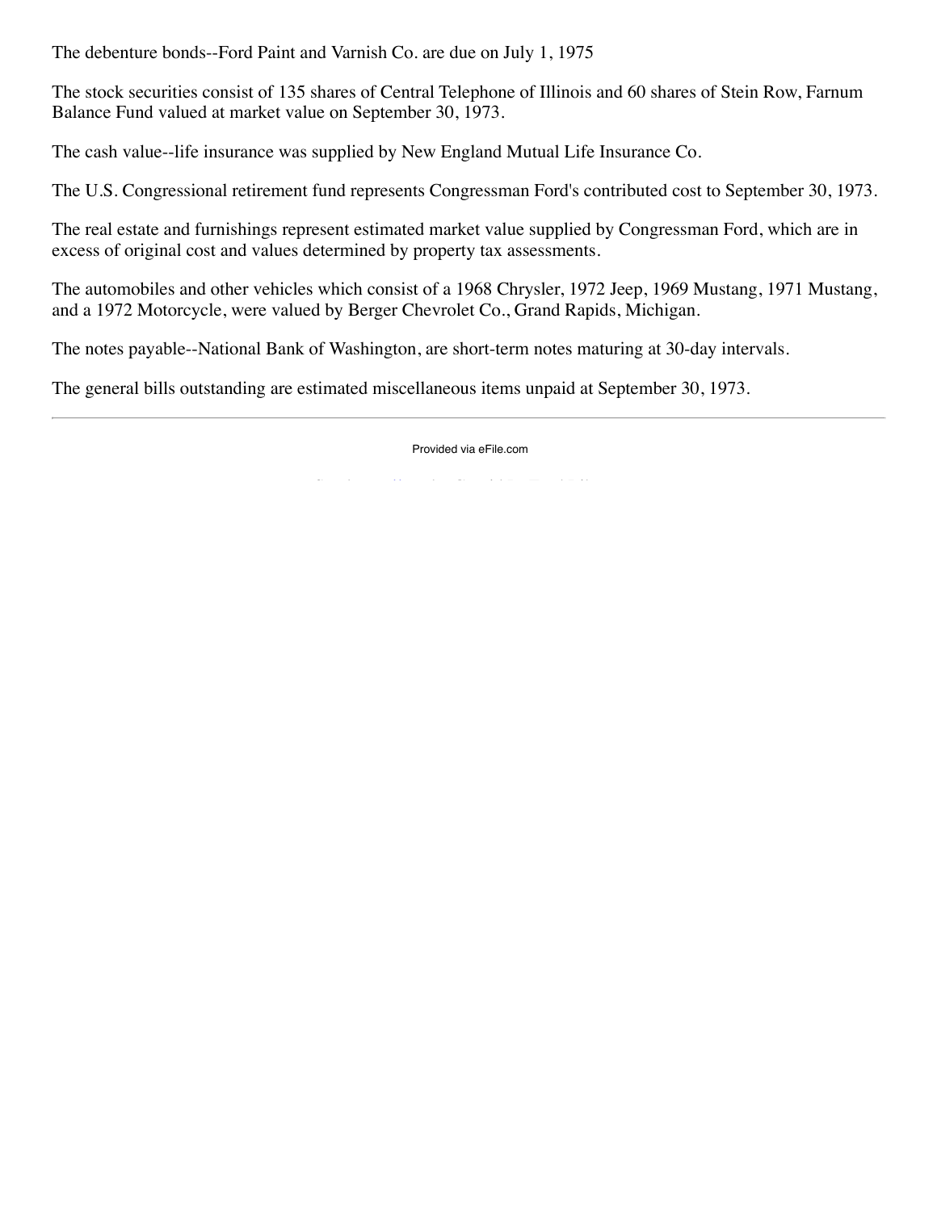The debenture bonds--Ford Paint and Varnish Co. are due on July 1, 1975

The stock securities consist of 135 shares of Central Telephone of Illinois and 60 shares of Stein Row, Farnum Balance Fund valued at market value on September 30, 1973.

The cash value--life insurance was supplied by New England Mutual Life Insurance Co.

The U.S. Congressional retirement fund represents Congressman Ford's contributed cost to September 30, 1973.

The real estate and furnishings represent estimated market value supplied by Congressman Ford, which are in excess of original cost and values determined by property tax assessments.

The automobiles and other vehicles which consist of a 1968 Chrysler, 1972 Jeep, 1969 Mustang, 1971 Mustang, and a 1972 Motorcycle, were valued by Berger Chevrolet Co., Grand Rapids, Michigan.

The notes payable--National Bank of Washington, are short-term notes maturing at 30-day intervals.

The general bills outstanding are estimated miscellaneous items unpaid at September 30, 1973.

---

Provided via eFile.com